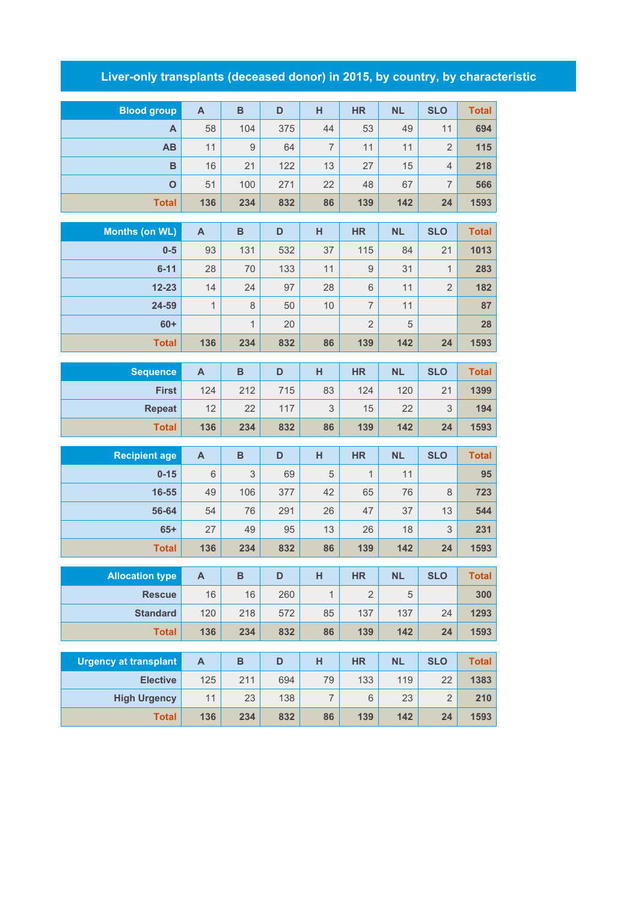# Liver-only transplants (deceased donor) in 2015, by country, by characteristic

| Blood group | A | B | D | H | HR | NL | SLO | Total |
|---|---|---|---|---|---|---|---|---|
| A | 58 | 104 | 375 | 44 | 53 | 49 | 11 | 694 |
| AB | 11 | 9 | 64 | 7 | 11 | 11 | 2 | 115 |
| B | 16 | 21 | 122 | 13 | 27 | 15 | 4 | 218 |
| O | 51 | 100 | 271 | 22 | 48 | 67 | 7 | 566 |
| Total | 136 | 234 | 832 | 86 | 139 | 142 | 24 | 1593 |

| Months (on WL) | A | B | D | H | HR | NL | SLO | Total |
|---|---|---|---|---|---|---|---|---|
| 0-5 | 93 | 131 | 532 | 37 | 115 | 84 | 21 | 1013 |
| 6-11 | 28 | 70 | 133 | 11 | 9 | 31 | 1 | 283 |
| 12-23 | 14 | 24 | 97 | 28 | 6 | 11 | 2 | 182 |
| 24-59 | 1 | 8 | 50 | 10 | 7 | 11 | | 87 |
| 60+ | | 1 | 20 | | 2 | 5 | | 28 |
| Total | 136 | 234 | 832 | 86 | 139 | 142 | 24 | 1593 |

| Sequence | A | B | D | H | HR | NL | SLO | Total |
|---|---|---|---|---|---|---|---|---|
| First | 124 | 212 | 715 | 83 | 124 | 120 | 21 | 1399 |
| Repeat | 12 | 22 | 117 | 3 | 15 | 22 | 3 | 194 |
| Total | 136 | 234 | 832 | 86 | 139 | 142 | 24 | 1593 |

| Recipient age | A | B | D | H | HR | NL | SLO | Total |
|---|---|---|---|---|---|---|---|---|
| 0-15 | 6 | 3 | 69 | 5 | 1 | 11 | | 95 |
| 16-55 | 49 | 106 | 377 | 42 | 65 | 76 | 8 | 723 |
| 56-64 | 54 | 76 | 291 | 26 | 47 | 37 | 13 | 544 |
| 65+ | 27 | 49 | 95 | 13 | 26 | 18 | 3 | 231 |
| Total | 136 | 234 | 832 | 86 | 139 | 142 | 24 | 1593 |

| Allocation type | A | B | D | H | HR | NL | SLO | Total |
|---|---|---|---|---|---|---|---|---|
| Rescue | 16 | 16 | 260 | 1 | 2 | 5 | | 300 |
| Standard | 120 | 218 | 572 | 85 | 137 | 137 | 24 | 1293 |
| Total | 136 | 234 | 832 | 86 | 139 | 142 | 24 | 1593 |

| Urgency at transplant | A | B | D | H | HR | NL | SLO | Total |
|---|---|---|---|---|---|---|---|---|
| Elective | 125 | 211 | 694 | 79 | 133 | 119 | 22 | 1383 |
| High Urgency | 11 | 23 | 138 | 7 | 6 | 23 | 2 | 210 |
| Total | 136 | 234 | 832 | 86 | 139 | 142 | 24 | 1593 |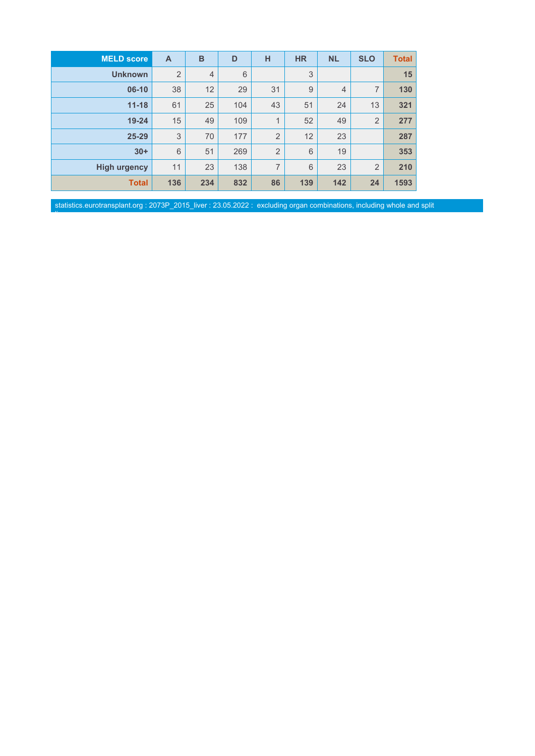| MELD score | A | B | D | H | HR | NL | SLO | Total |
|---|---|---|---|---|---|---|---|---|
| Unknown | 2 | 4 | 6 | | 3 | | | 15 |
| 06-10 | 38 | 12 | 29 | 31 | 9 | 4 | 7 | 130 |
| 11-18 | 61 | 25 | 104 | 43 | 51 | 24 | 13 | 321 |
| 19-24 | 15 | 49 | 109 | 1 | 52 | 49 | 2 | 277 |
| 25-29 | 3 | 70 | 177 | 2 | 12 | 23 | | 287 |
| 30+ | 6 | 51 | 269 | 2 | 6 | 19 | | 353 |
| High urgency | 11 | 23 | 138 | 7 | 6 | 23 | 2 | 210 |
| Total | 136 | 234 | 832 | 86 | 139 | 142 | 24 | 1593 |

statistics.eurotransplant.org : 2073P_2015_liver : 23.05.2022 : excluding organ combinations, including whole and split liv...